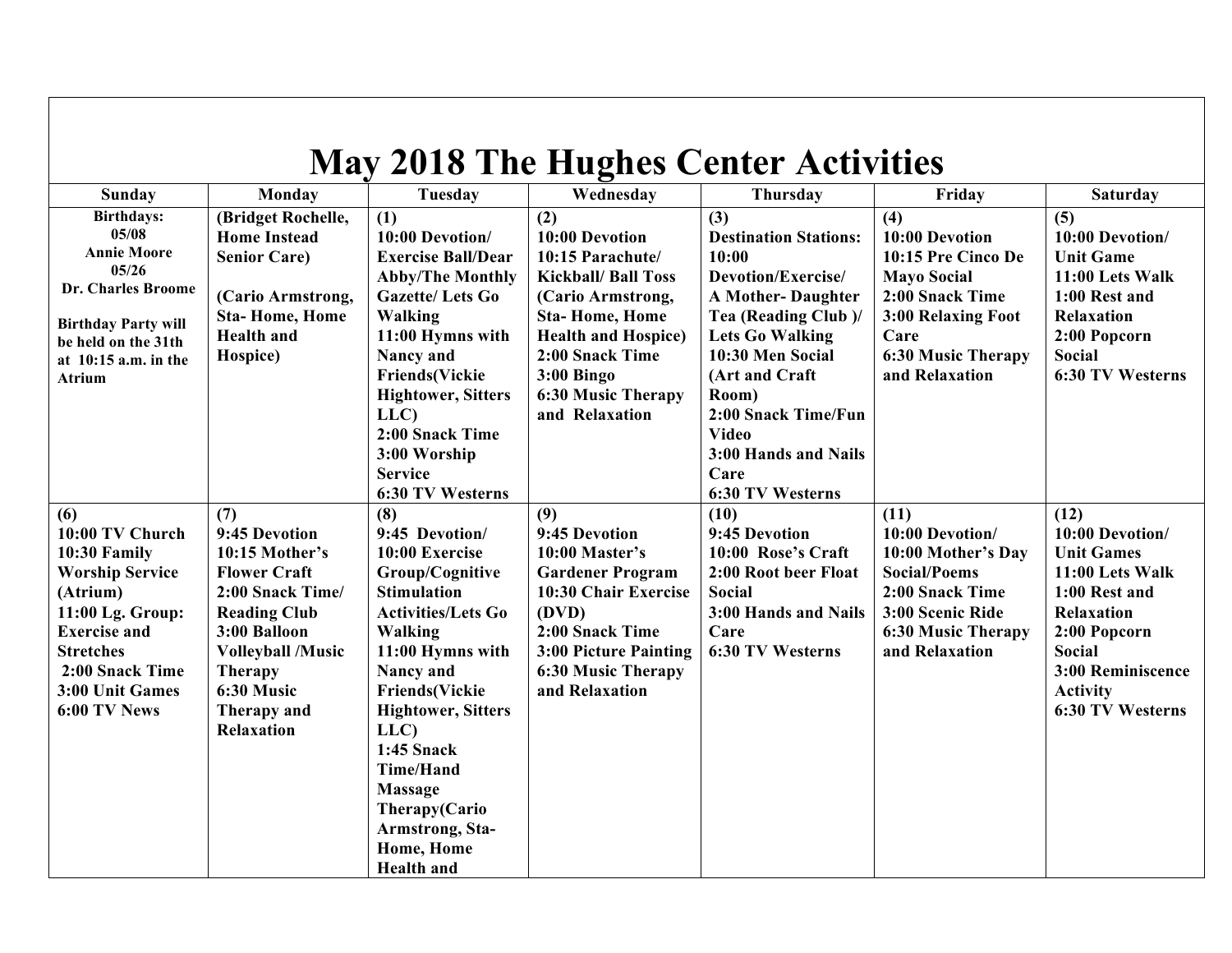# May 2018 The Hughes Center Activities

| Sunday | Monday | Tuesday | Wednesday | Thursday | Friday | Saturday |
|---|---|---|---|---|---|---|
| Birthdays:<br>05/08<br>Annie Moore<br>05/26<br>Dr. Charles Broome<br><br>Birthday Party will be held on the 31th at 10:15 a.m. in the Atrium | (Bridget Rochelle, Home Instead Senior Care)<br><br>(Cario Armstrong, Sta- Home, Home Health and Hospice) | (1)<br>10:00 Devotion/ Exercise Ball/Dear Abby/The Monthly Gazette/ Lets Go Walking<br>11:00 Hymns with Nancy and Friends(Vickie Hightower, Sitters LLC)<br>2:00 Snack Time<br>3:00 Worship Service<br>6:30 TV Westerns | (2)<br>10:00 Devotion<br>10:15 Parachute/ Kickball/ Ball Toss (Cario Armstrong, Sta- Home, Home Health and Hospice)<br>2:00 Snack Time<br>3:00 Bingo<br>6:30 Music Therapy and Relaxation | (3)<br>Destination Stations:<br>10:00 Devotion/Exercise/<br>A Mother- Daughter Tea (Reading Club )/ Lets Go Walking<br>10:30 Men Social (Art and Craft Room)<br>2:00 Snack Time/Fun Video<br>3:00 Hands and Nails Care<br>6:30 TV Westerns | (4)<br>10:00 Devotion<br>10:15 Pre Cinco De Mayo Social<br>2:00 Snack Time<br>3:00 Relaxing Foot Care<br>6:30 Music Therapy and Relaxation | (5)<br>10:00 Devotion/ Unit Game<br>11:00 Lets Walk<br>1:00 Rest and Relaxation<br>2:00 Popcorn Social<br>6:30 TV Westerns |
| (6)<br>10:00 TV Church<br>10:30 Family Worship Service (Atrium)<br>11:00 Lg. Group: Exercise and Stretches<br>2:00 Snack Time<br>3:00 Unit Games<br>6:00 TV News | (7)<br>9:45 Devotion<br>10:15 Mother's Flower Craft<br>2:00 Snack Time/ Reading Club<br>3:00 Balloon Volleyball /Music Therapy<br>6:30 Music Therapy and Relaxation | (8)<br>9:45 Devotion/<br>10:00 Exercise Group/Cognitive Stimulation Activities/Lets Go Walking<br>11:00 Hymns with Nancy and Friends(Vickie Hightower, Sitters LLC)<br>1:45 Snack Time/Hand Massage Therapy(Cario Armstrong, Sta- Home, Home Health and | (9)<br>9:45 Devotion<br>10:00 Master's Gardener Program<br>10:30 Chair Exercise (DVD)<br>2:00 Snack Time<br>3:00 Picture Painting<br>6:30 Music Therapy and Relaxation | (10)<br>9:45 Devotion<br>10:00 Rose's Craft<br>2:00 Root beer Float Social<br>3:00 Hands and Nails Care<br>6:30 TV Westerns | (11)<br>10:00 Devotion/<br>10:00 Mother's Day Social/Poems<br>2:00 Snack Time<br>3:00 Scenic Ride<br>6:30 Music Therapy and Relaxation | (12)<br>10:00 Devotion/ Unit Games<br>11:00 Lets Walk<br>1:00 Rest and Relaxation<br>2:00 Popcorn Social<br>3:00 Reminiscence Activity<br>6:30 TV Westerns |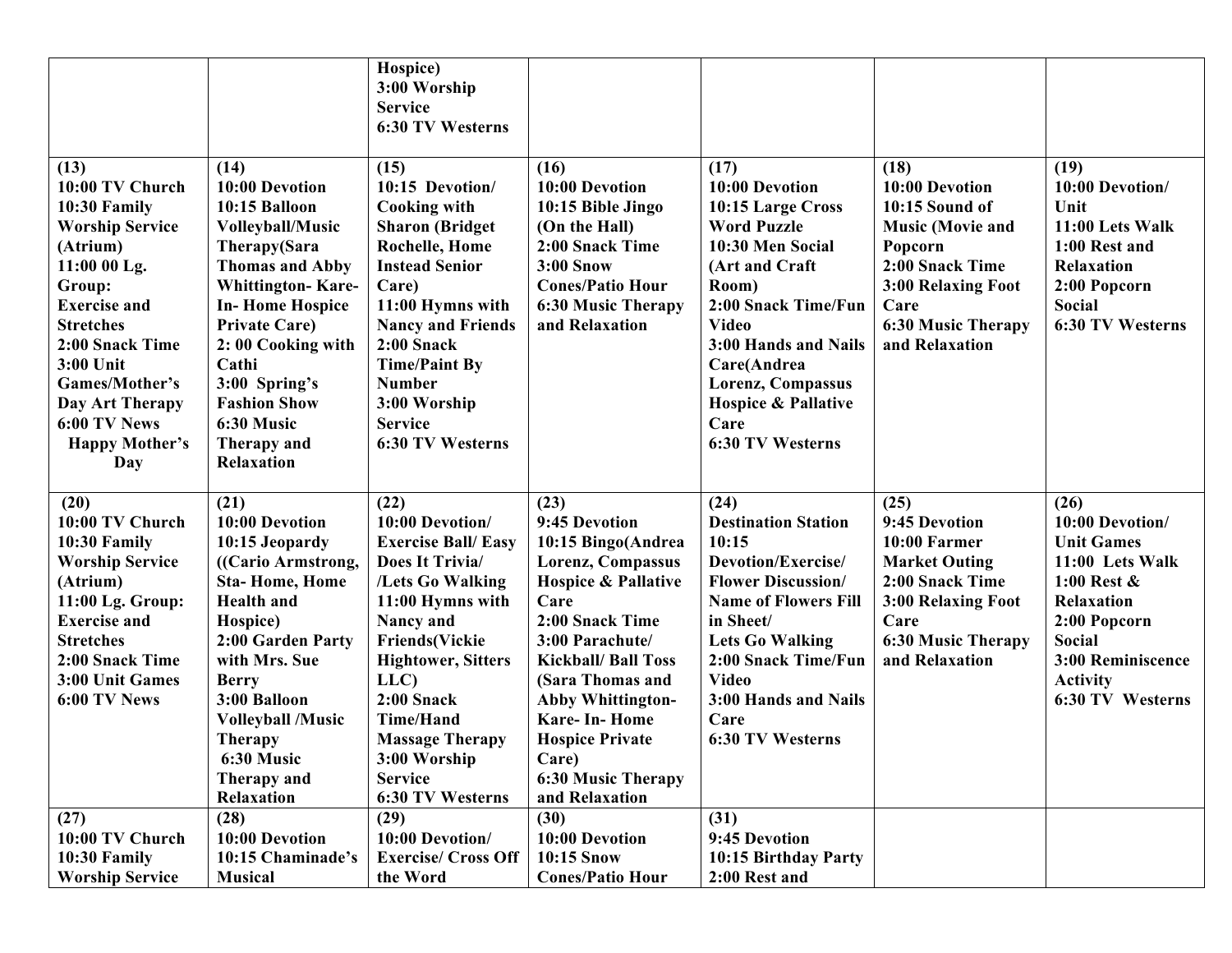|  |  |  |  |  |  |  |
|---|---|---|---|---|---|---|
|  |  | **Hospice)**<br>**3:00 Worship Service**<br>**6:30 TV Westerns** |  |  |  |  |
| **(13)**<br>**10:00 TV Church**<br>**10:30 Family Worship Service (Atrium)**<br>**11:00 00 Lg. Group:**<br>**Exercise and Stretches**<br>**2:00 Snack Time**<br>**3:00 Unit Games/Mother's Day Art Therapy**<br>**6:00 TV News**<br>**Happy Mother's Day** | **(14)**<br>**10:00 Devotion**<br>**10:15 Balloon Volleyball/Music Therapy(Sara Thomas and Abby Whittington- Kare-In- Home Hospice Private Care)**<br>**2: 00 Cooking with Cathi**<br>**3:00 Spring's Fashion Show**<br>**6:30 Music Therapy and Relaxation** | **(15)**<br>**10:15 Devotion/ Cooking with Sharon (Bridget Rochelle, Home Instead Senior Care)**<br>**11:00 Hymns with Nancy and Friends**<br>**2:00 Snack Time/Paint By Number**<br>**3:00 Worship Service**<br>**6:30 TV Westerns** | **(16)**<br>**10:00 Devotion**<br>**10:15 Bible Jingo (On the Hall)**<br>**2:00 Snack Time**<br>**3:00 Snow Cones/Patio Hour**<br>**6:30 Music Therapy and Relaxation** | **(17)**<br>**10:00 Devotion**<br>**10:15 Large Cross Word Puzzle**<br>**10:30 Men Social (Art and Craft Room)**<br>**2:00 Snack Time/Fun Video**<br>**3:00 Hands and Nails Care(Andrea Lorenz, Compassus Hospice & Pallative Care**<br>**6:30 TV Westerns** | **(18)**<br>**10:00 Devotion**<br>**10:15 Sound of Music (Movie and Popcorn**<br>**2:00 Snack Time**<br>**3:00 Relaxing Foot Care**<br>**6:30 Music Therapy and Relaxation** | **(19)**<br>**10:00 Devotion/ Unit**<br>**11:00 Lets Walk**<br>**1:00 Rest and Relaxation**<br>**2:00 Popcorn Social**<br>**6:30 TV Westerns** |
| **(20)**<br>**10:00 TV Church**<br>**10:30 Family Worship Service (Atrium)**<br>**11:00 Lg. Group: Exercise and Stretches**<br>**2:00 Snack Time**<br>**3:00 Unit Games**<br>**6:00 TV News** | **(21)**<br>**10:00 Devotion**<br>**10:15 Jeopardy ((Cario Armstrong, Sta- Home, Home Health and Hospice)**<br>**2:00 Garden Party with Mrs. Sue Berry**<br>**3:00 Balloon Volleyball /Music Therapy**<br>**6:30 Music Therapy and Relaxation** | **(22)**<br>**10:00 Devotion/ Exercise Ball/ Easy Does It Trivia/ /Lets Go Walking**<br>**11:00 Hymns with Nancy and Friends(Vickie Hightower, Sitters LLC)**<br>**2:00 Snack Time/Hand Massage Therapy**<br>**3:00 Worship Service**<br>**6:30 TV Westerns** | **(23)**<br>**9:45 Devotion**<br>**10:15 Bingo(Andrea Lorenz, Compassus Hospice & Pallative Care**<br>**2:00 Snack Time**<br>**3:00 Parachute/ Kickball/ Ball Toss (Sara Thomas and Abby Whittington- Kare- In- Home Hospice Private Care)**<br>**6:30 Music Therapy and Relaxation** | **(24)**<br>**Destination Station**<br>**10:15 Devotion/Exercise/ Flower Discussion/ Name of Flowers Fill in Sheet/**<br>**Lets Go Walking**<br>**2:00 Snack Time/Fun Video**<br>**3:00 Hands and Nails Care**<br>**6:30 TV Westerns** | **(25)**<br>**9:45 Devotion**<br>**10:00 Farmer Market Outing**<br>**2:00 Snack Time**<br>**3:00 Relaxing Foot Care**<br>**6:30 Music Therapy and Relaxation** | **(26)**<br>**10:00 Devotion/ Unit Games**<br>**11:00 Lets Walk**<br>**1:00 Rest & Relaxation**<br>**2:00 Popcorn Social**<br>**3:00 Reminiscence Activity**<br>**6:30 TV Westerns** |
| **(27)**<br>**10:00 TV Church**<br>**10:30 Family Worship Service** | **(28)**<br>**10:00 Devotion**<br>**10:15 Chaminade's Musical** | **(29)**<br>**10:00 Devotion/ Exercise/ Cross Off the Word** | **(30)**<br>**10:00 Devotion**<br>**10:15 Snow Cones/Patio Hour** | **(31)**<br>**9:45 Devotion**<br>**10:15 Birthday Party**<br>**2:00 Rest and** |  |  |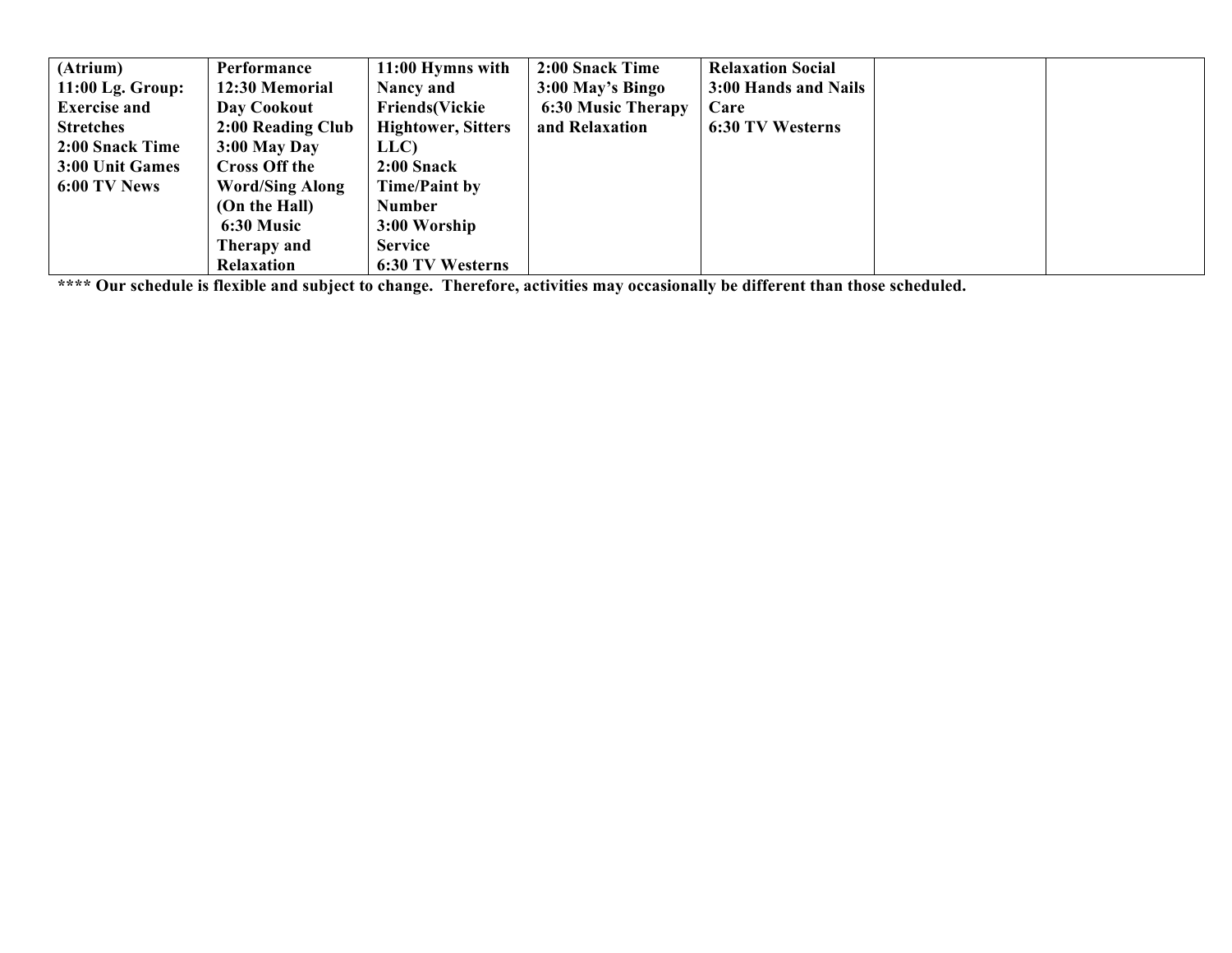| | | | | | | |
|---|---|---|---|---|---|---|
| **(Atrium)<br>11:00 Lg. Group: Exercise and Stretches<br>2:00 Snack Time<br>3:00 Unit Games<br>6:00 TV News** | **Performance<br>12:30 Memorial Day Cookout<br>2:00 Reading Club<br>3:00 May Day Cross Off the Word/Sing Along (On the Hall)<br>6:30 Music Therapy and Relaxation** | **11:00 Hymns with Nancy and Friends(Vickie Hightower, Sitters LLC)<br>2:00 Snack Time/Paint by Number<br>3:00 Worship Service<br>6:30 TV Westerns** | **2:00 Snack Time<br>3:00 May's Bingo<br>6:30 Music Therapy and Relaxation** | **Relaxation Social<br>3:00 Hands and Nails Care<br>6:30 TV Westerns** | | |

**\*\*\*\* Our schedule is flexible and subject to change. Therefore, activities may occasionally be different than those scheduled.**